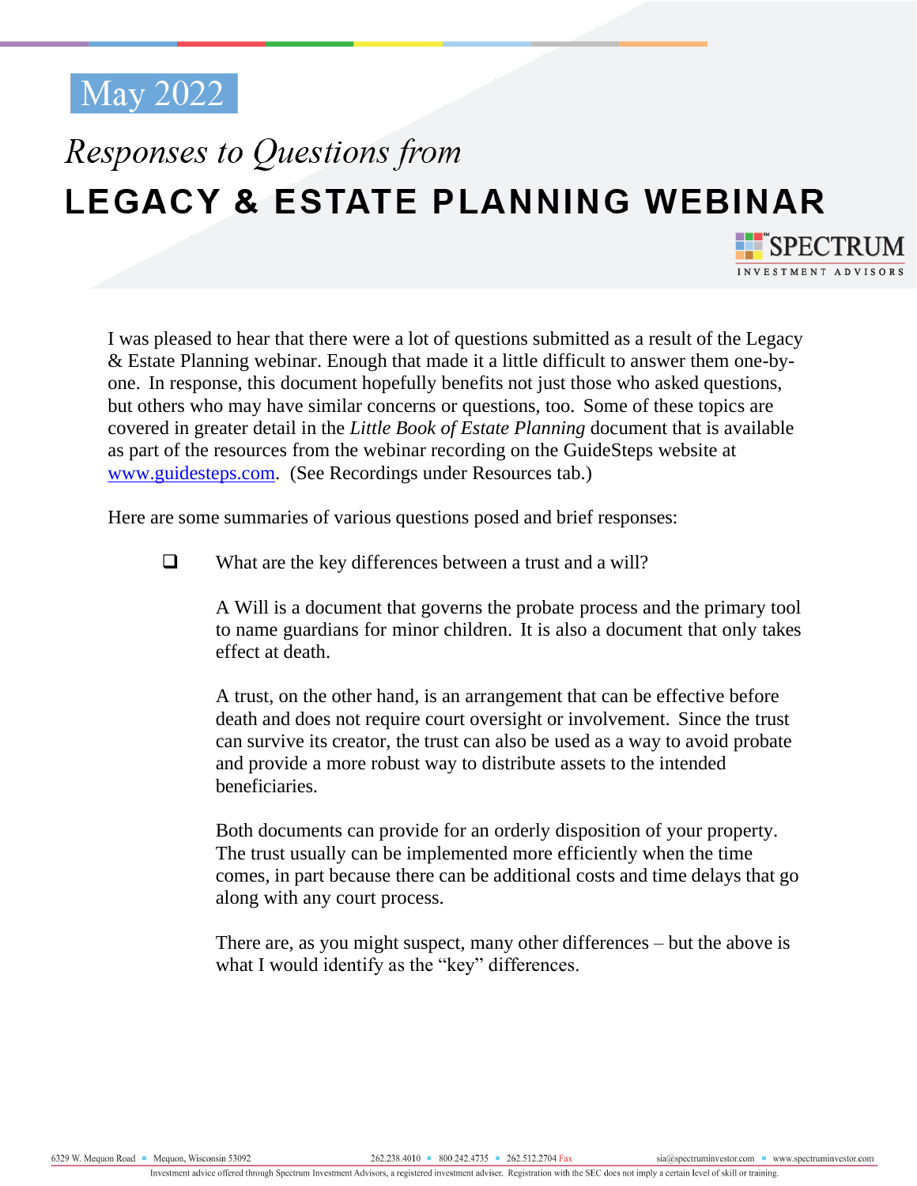May 2022

*Responses to Questions from*

# LEGACY & ESTATE PLANNING WEBINAR

SPECTRUM
INVESTMENT ADVISORS

I was pleased to hear that there were a lot of questions submitted as a result of the Legacy & Estate Planning webinar. Enough that made it a little difficult to answer them one-by-one. In response, this document hopefully benefits not just those who asked questions, but others who may have similar concerns or questions, too. Some of these topics are covered in greater detail in the *Little Book of Estate Planning* document that is available as part of the resources from the webinar recording on the GuideSteps website at [www.guidesteps.com](http://www.guidesteps.com). (See Recordings under Resources tab.)

Here are some summaries of various questions posed and brief responses:

- ❑ What are the key differences between a trust and a will?

  A Will is a document that governs the probate process and the primary tool to name guardians for minor children. It is also a document that only takes effect at death.

  A trust, on the other hand, is an arrangement that can be effective before death and does not require court oversight or involvement. Since the trust can survive its creator, the trust can also be used as a way to avoid probate and provide a more robust way to distribute assets to the intended beneficiaries.

  Both documents can provide for an orderly disposition of your property. The trust usually can be implemented more efficiently when the time comes, in part because there can be additional costs and time delays that go along with any court process.

  There are, as you might suspect, many other differences – but the above is what I would identify as the "key" differences.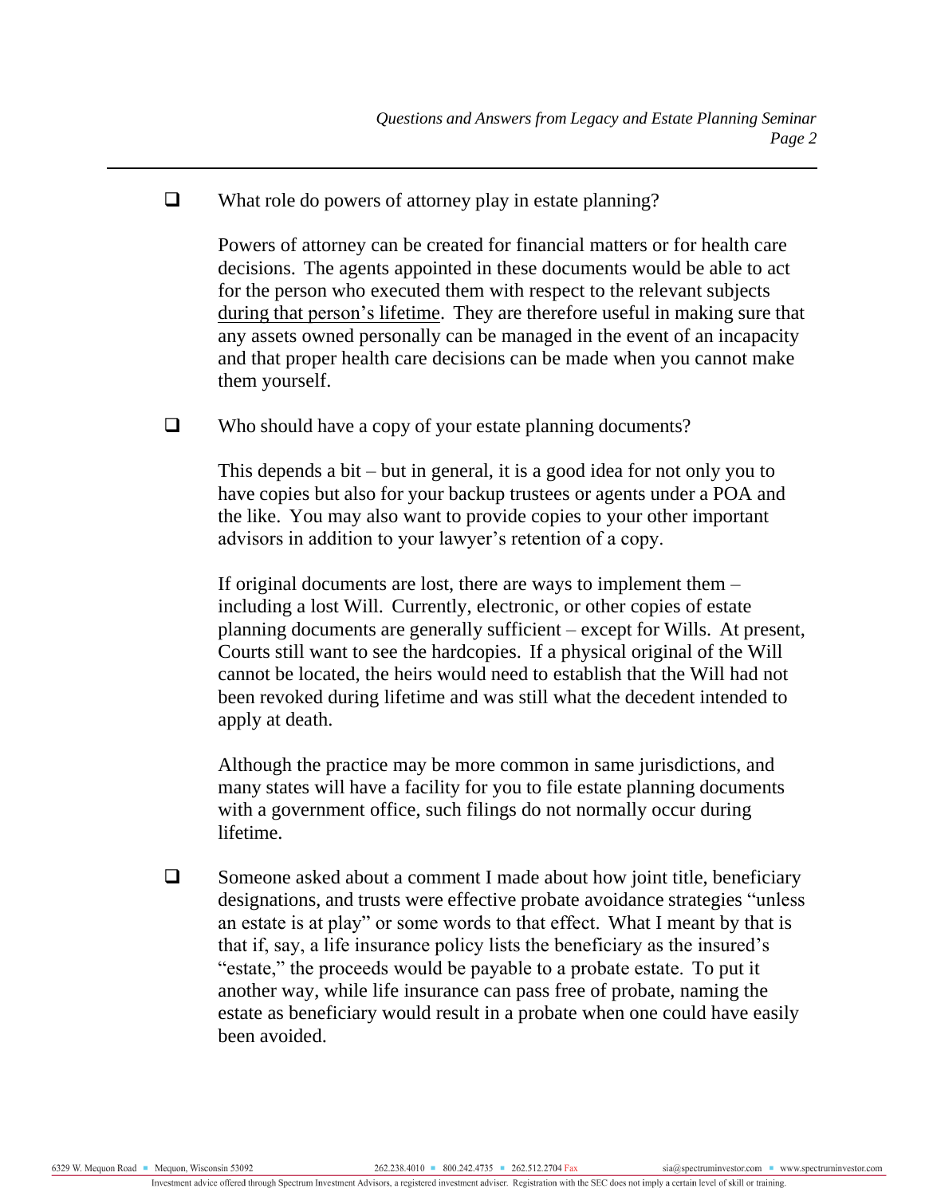- [ ] What role do powers of attorney play in estate planning?

  Powers of attorney can be created for financial matters or for health care decisions. The agents appointed in these documents would be able to act for the person who executed them with respect to the relevant subjects <u>during that person's lifetime</u>. They are therefore useful in making sure that any assets owned personally can be managed in the event of an incapacity and that proper health care decisions can be made when you cannot make them yourself.

- [ ] Who should have a copy of your estate planning documents?

  This depends a bit – but in general, it is a good idea for not only you to have copies but also for your backup trustees or agents under a POA and the like. You may also want to provide copies to your other important advisors in addition to your lawyer's retention of a copy.

  If original documents are lost, there are ways to implement them – including a lost Will. Currently, electronic, or other copies of estate planning documents are generally sufficient – except for Wills. At present, Courts still want to see the hardcopies. If a physical original of the Will cannot be located, the heirs would need to establish that the Will had not been revoked during lifetime and was still what the decedent intended to apply at death.

  Although the practice may be more common in same jurisdictions, and many states will have a facility for you to file estate planning documents with a government office, such filings do not normally occur during lifetime.

- [ ] Someone asked about a comment I made about how joint title, beneficiary designations, and trusts were effective probate avoidance strategies "unless an estate is at play" or some words to that effect. What I meant by that is that if, say, a life insurance policy lists the beneficiary as the insured's "estate," the proceeds would be payable to a probate estate. To put it another way, while life insurance can pass free of probate, naming the estate as beneficiary would result in a probate when one could have easily been avoided.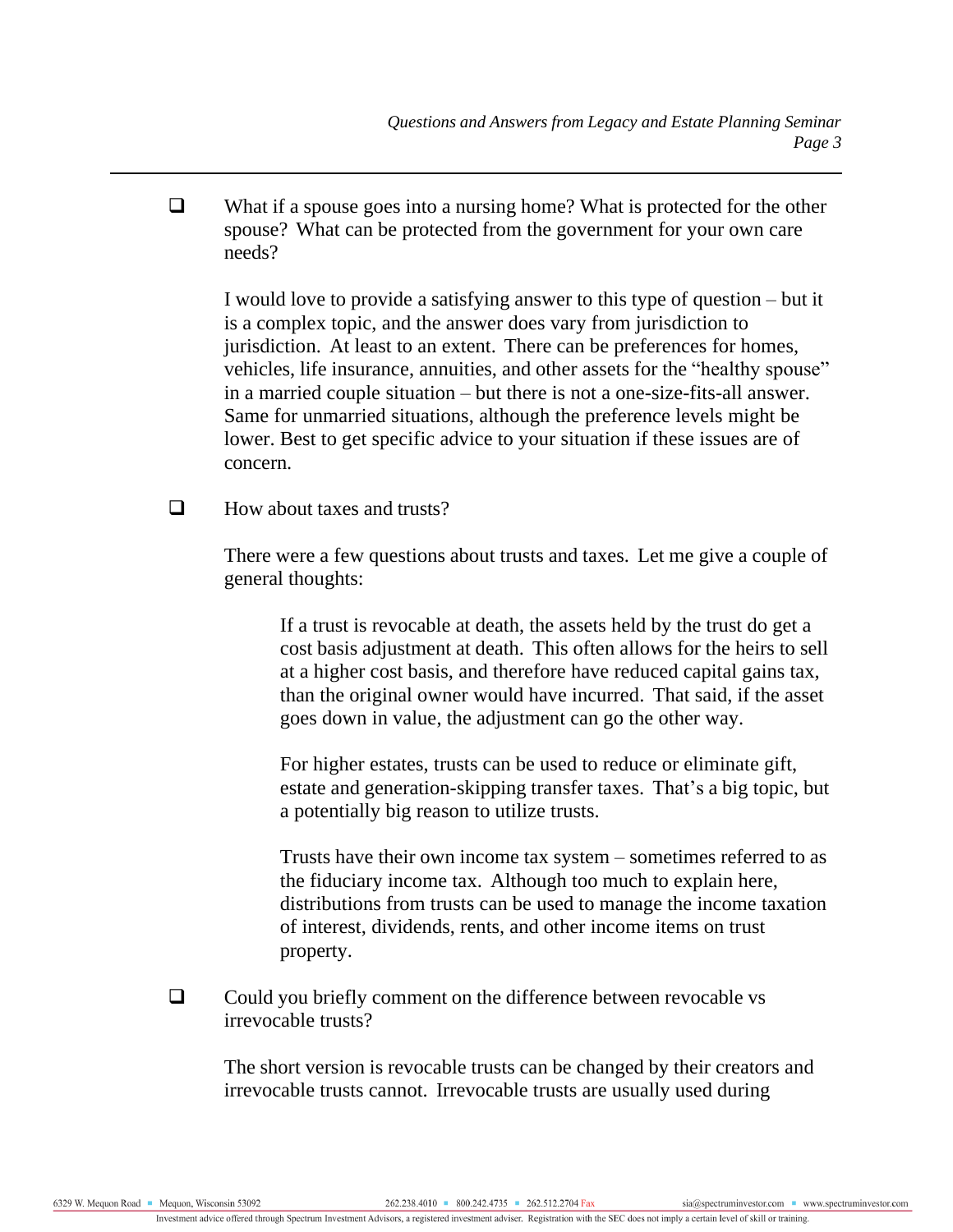- ☐ What if a spouse goes into a nursing home? What is protected for the other spouse? What can be protected from the government for your own care needs?

  I would love to provide a satisfying answer to this type of question – but it is a complex topic, and the answer does vary from jurisdiction to jurisdiction. At least to an extent. There can be preferences for homes, vehicles, life insurance, annuities, and other assets for the "healthy spouse" in a married couple situation – but there is not a one-size-fits-all answer. Same for unmarried situations, although the preference levels might be lower. Best to get specific advice to your situation if these issues are of concern.

- ☐ How about taxes and trusts?

  There were a few questions about trusts and taxes. Let me give a couple of general thoughts:

  > If a trust is revocable at death, the assets held by the trust do get a cost basis adjustment at death. This often allows for the heirs to sell at a higher cost basis, and therefore have reduced capital gains tax, than the original owner would have incurred. That said, if the asset goes down in value, the adjustment can go the other way.
  >
  > For higher estates, trusts can be used to reduce or eliminate gift, estate and generation-skipping transfer taxes. That's a big topic, but a potentially big reason to utilize trusts.
  >
  > Trusts have their own income tax system – sometimes referred to as the fiduciary income tax. Although too much to explain here, distributions from trusts can be used to manage the income taxation of interest, dividends, rents, and other income items on trust property.

- ☐ Could you briefly comment on the difference between revocable vs irrevocable trusts?

  The short version is revocable trusts can be changed by their creators and irrevocable trusts cannot. Irrevocable trusts are usually used during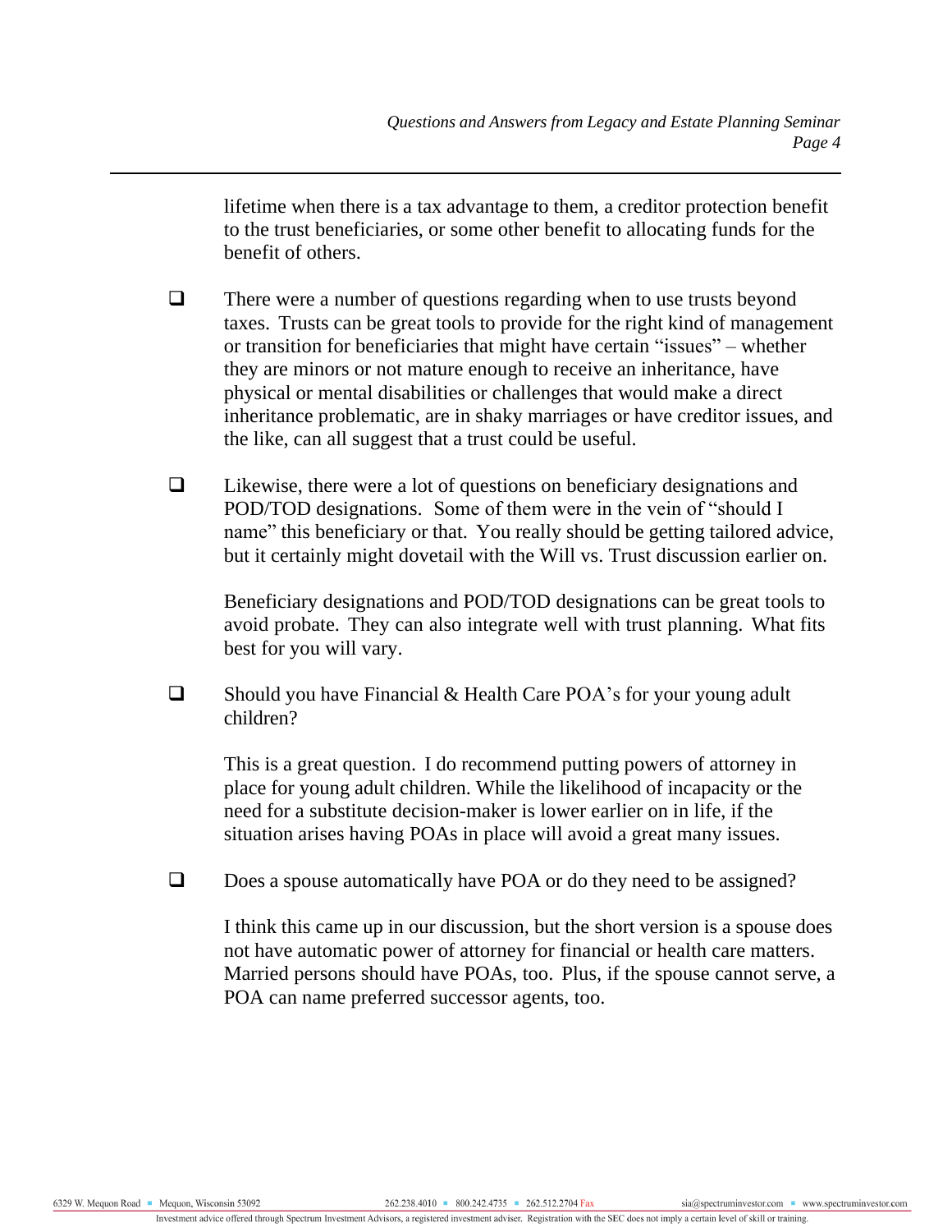lifetime when there is a tax advantage to them, a creditor protection benefit to the trust beneficiaries, or some other benefit to allocating funds for the benefit of others.

- There were a number of questions regarding when to use trusts beyond taxes. Trusts can be great tools to provide for the right kind of management or transition for beneficiaries that might have certain "issues" – whether they are minors or not mature enough to receive an inheritance, have physical or mental disabilities or challenges that would make a direct inheritance problematic, are in shaky marriages or have creditor issues, and the like, can all suggest that a trust could be useful.

- Likewise, there were a lot of questions on beneficiary designations and POD/TOD designations. Some of them were in the vein of "should I name" this beneficiary or that. You really should be getting tailored advice, but it certainly might dovetail with the Will vs. Trust discussion earlier on.

  Beneficiary designations and POD/TOD designations can be great tools to avoid probate. They can also integrate well with trust planning. What fits best for you will vary.

- Should you have Financial & Health Care POA's for your young adult children?

  This is a great question. I do recommend putting powers of attorney in place for young adult children. While the likelihood of incapacity or the need for a substitute decision-maker is lower earlier on in life, if the situation arises having POAs in place will avoid a great many issues.

- Does a spouse automatically have POA or do they need to be assigned?

  I think this came up in our discussion, but the short version is a spouse does not have automatic power of attorney for financial or health care matters. Married persons should have POAs, too. Plus, if the spouse cannot serve, a POA can name preferred successor agents, too.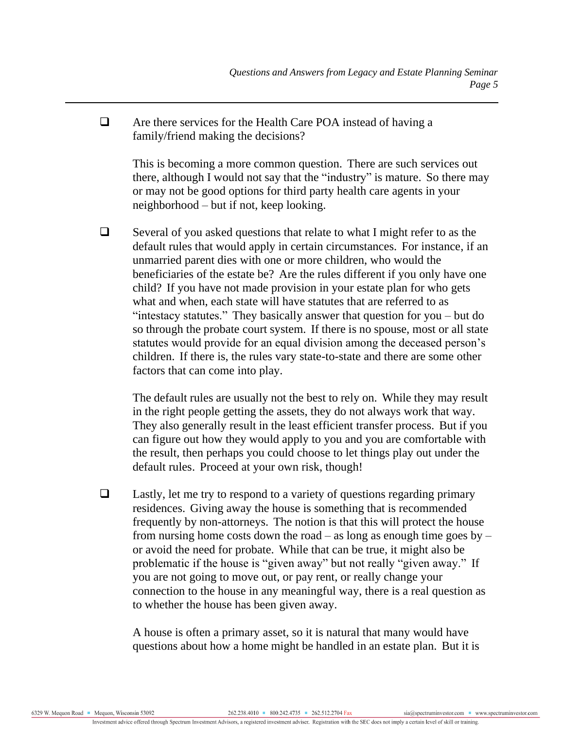- Are there services for the Health Care POA instead of having a family/friend making the decisions?

  This is becoming a more common question. There are such services out there, although I would not say that the "industry" is mature. So there may or may not be good options for third party health care agents in your neighborhood – but if not, keep looking.

- Several of you asked questions that relate to what I might refer to as the default rules that would apply in certain circumstances. For instance, if an unmarried parent dies with one or more children, who would the beneficiaries of the estate be? Are the rules different if you only have one child? If you have not made provision in your estate plan for who gets what and when, each state will have statutes that are referred to as "intestacy statutes." They basically answer that question for you – but do so through the probate court system. If there is no spouse, most or all state statutes would provide for an equal division among the deceased person's children. If there is, the rules vary state-to-state and there are some other factors that can come into play.

  The default rules are usually not the best to rely on. While they may result in the right people getting the assets, they do not always work that way. They also generally result in the least efficient transfer process. But if you can figure out how they would apply to you and you are comfortable with the result, then perhaps you could choose to let things play out under the default rules. Proceed at your own risk, though!

- Lastly, let me try to respond to a variety of questions regarding primary residences. Giving away the house is something that is recommended frequently by non-attorneys. The notion is that this will protect the house from nursing home costs down the road – as long as enough time goes by – or avoid the need for probate. While that can be true, it might also be problematic if the house is "given away" but not really "given away." If you are not going to move out, or pay rent, or really change your connection to the house in any meaningful way, there is a real question as to whether the house has been given away.

  A house is often a primary asset, so it is natural that many would have questions about how a home might be handled in an estate plan. But it is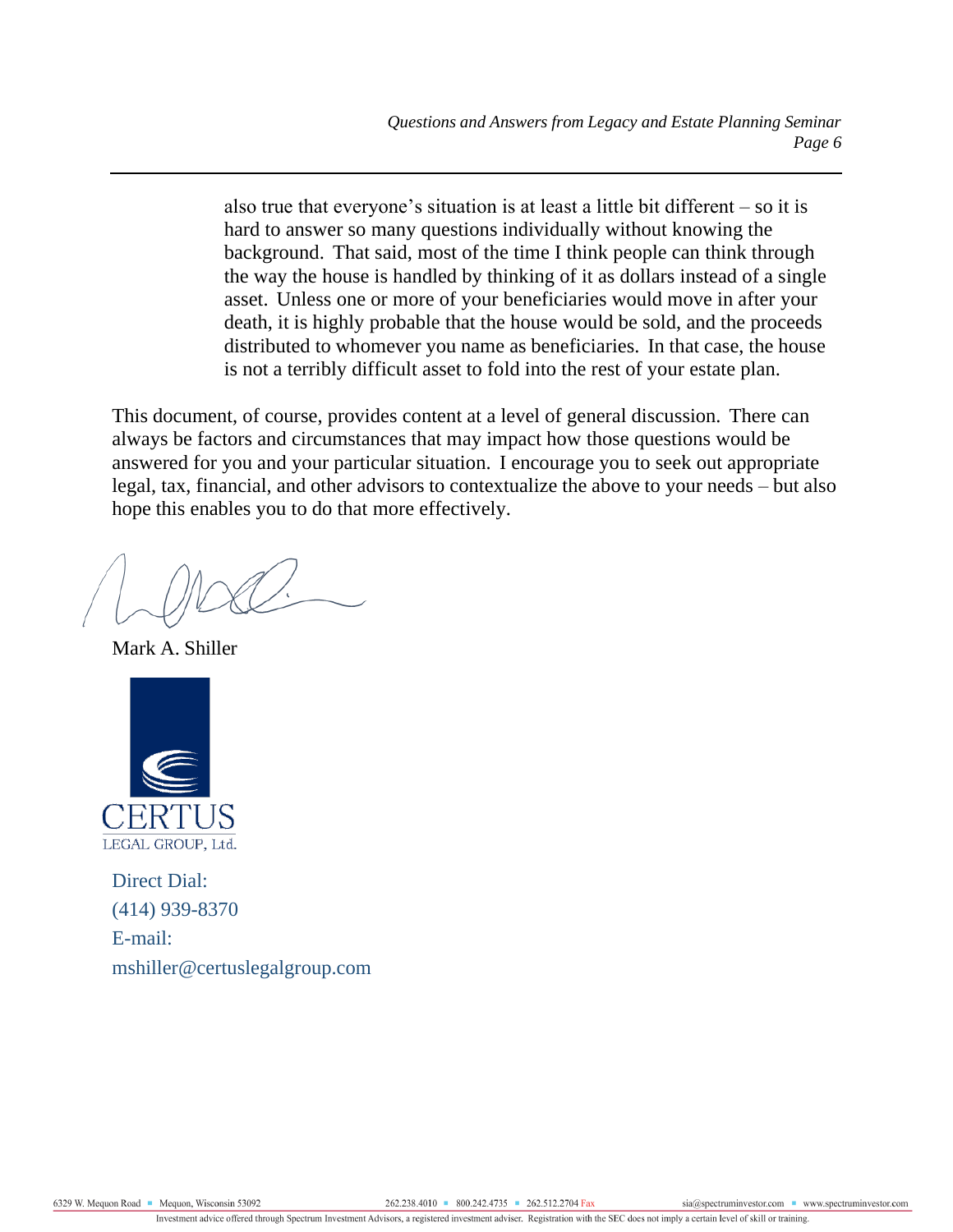also true that everyone's situation is at least a little bit different – so it is hard to answer so many questions individually without knowing the background. That said, most of the time I think people can think through the way the house is handled by thinking of it as dollars instead of a single asset. Unless one or more of your beneficiaries would move in after your death, it is highly probable that the house would be sold, and the proceeds distributed to whomever you name as beneficiaries. In that case, the house is not a terribly difficult asset to fold into the rest of your estate plan.

This document, of course, provides content at a level of general discussion. There can always be factors and circumstances that may impact how those questions would be answered for you and your particular situation. I encourage you to seek out appropriate legal, tax, financial, and other advisors to contextualize the above to your needs – but also hope this enables you to do that more effectively.

Mark A. Shiller

CERTUS
LEGAL GROUP, Ltd.

Direct Dial:
(414) 939-8370
E-mail:
mshiller@certuslegalgroup.com

6329 W. Mequon Road ▪ Mequon, Wisconsin 53092 262.238.4010 ▪ 800.242.4735 ▪ 262.512.2704 Fax sia@spectruminvestor.com ▪ www.spectruminvestor.com

Investment advice offered through Spectrum Investment Advisors, a registered investment adviser. Registration with the SEC does not imply a certain level of skill or training.